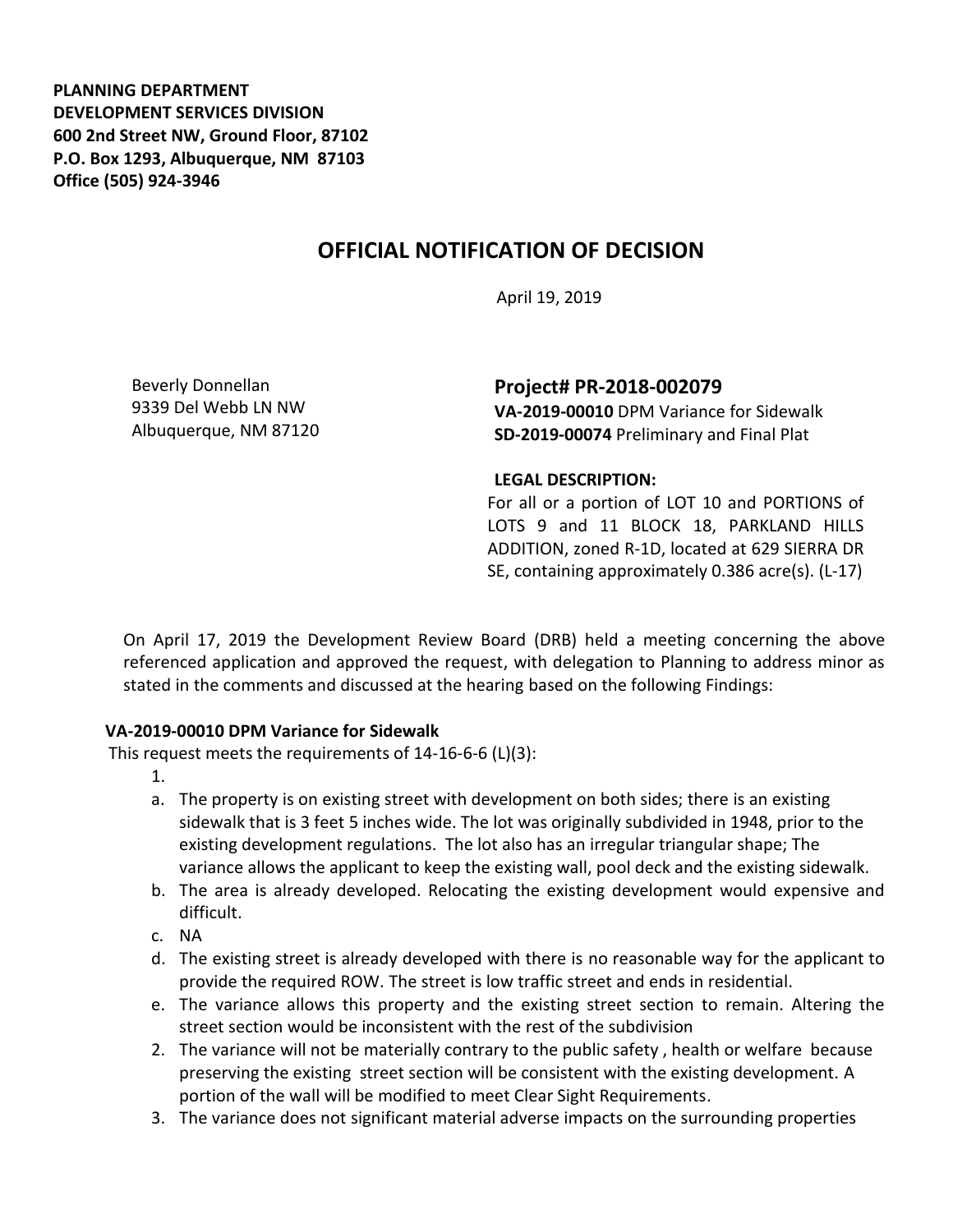**PLANNING DEPARTMENT**
**DEVELOPMENT SERVICES DIVISION**
**600 2nd Street NW, Ground Floor, 87102**
**P.O. Box 1293, Albuquerque, NM 87103**
**Office (505) 924-3946**

# OFFICIAL NOTIFICATION OF DECISION

April 19, 2019

Beverly Donnellan
9339 Del Webb LN NW
Albuquerque, NM 87120

## Project# PR-2018-002079

**VA-2019-00010** DPM Variance for Sidewalk
**SD-2019-00074** Preliminary and Final Plat

**LEGAL DESCRIPTION:**
For all or a portion of LOT 10 and PORTIONS of LOTS 9 and 11 BLOCK 18, PARKLAND HILLS ADDITION, zoned R-1D, located at 629 SIERRA DR SE, containing approximately 0.386 acre(s). (L-17)

On April 17, 2019 the Development Review Board (DRB) held a meeting concerning the above referenced application and approved the request, with delegation to Planning to address minor as stated in the comments and discussed at the hearing based on the following Findings:

**VA-2019-00010 DPM Variance for Sidewalk**

This request meets the requirements of 14-16-6-6 (L)(3):

1.
   a. The property is on existing street with development on both sides; there is an existing sidewalk that is 3 feet 5 inches wide. The lot was originally subdivided in 1948, prior to the existing development regulations. The lot also has an irregular triangular shape; The variance allows the applicant to keep the existing wall, pool deck and the existing sidewalk.
   b. The area is already developed. Relocating the existing development would expensive and difficult.
   c. NA
   d. The existing street is already developed with there is no reasonable way for the applicant to provide the required ROW. The street is low traffic street and ends in residential.
   e. The variance allows this property and the existing street section to remain. Altering the street section would be inconsistent with the rest of the subdivision
2. The variance will not be materially contrary to the public safety , health or welfare because preserving the existing street section will be consistent with the existing development. A portion of the wall will be modified to meet Clear Sight Requirements.
3. The variance does not significant material adverse impacts on the surrounding properties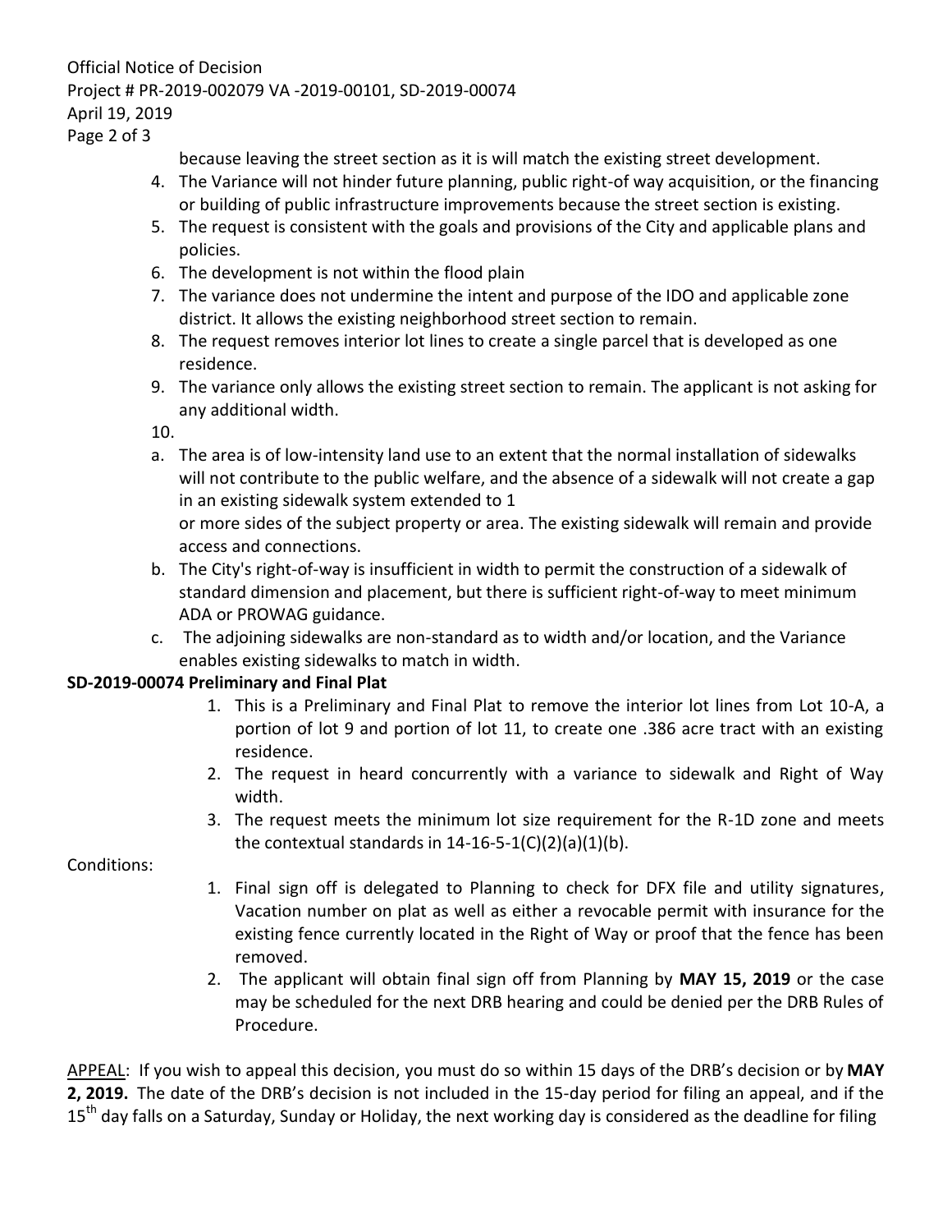because leaving the street section as it is will match the existing street development.

4. The Variance will not hinder future planning, public right-of way acquisition, or the financing or building of public infrastructure improvements because the street section is existing.
5. The request is consistent with the goals and provisions of the City and applicable plans and policies.
6. The development is not within the flood plain
7. The variance does not undermine the intent and purpose of the IDO and applicable zone district. It allows the existing neighborhood street section to remain.
8. The request removes interior lot lines to create a single parcel that is developed as one residence.
9. The variance only allows the existing street section to remain. The applicant is not asking for any additional width.
10.

a. The area is of low-intensity land use to an extent that the normal installation of sidewalks will not contribute to the public welfare, and the absence of a sidewalk will not create a gap in an existing sidewalk system extended to 1 or more sides of the subject property or area. The existing sidewalk will remain and provide access and connections.
b. The City's right-of-way is insufficient in width to permit the construction of a sidewalk of standard dimension and placement, but there is sufficient right-of-way to meet minimum ADA or PROWAG guidance.
c. The adjoining sidewalks are non-standard as to width and/or location, and the Variance enables existing sidewalks to match in width.

**SD-2019-00074 Preliminary and Final Plat**

1. This is a Preliminary and Final Plat to remove the interior lot lines from Lot 10-A, a portion of lot 9 and portion of lot 11, to create one .386 acre tract with an existing residence.
2. The request in heard concurrently with a variance to sidewalk and Right of Way width.
3. The request meets the minimum lot size requirement for the R-1D zone and meets the contextual standards in 14-16-5-1(C)(2)(a)(1)(b).

Conditions:

1. Final sign off is delegated to Planning to check for DFX file and utility signatures, Vacation number on plat as well as either a revocable permit with insurance for the existing fence currently located in the Right of Way or proof that the fence has been removed.
2. The applicant will obtain final sign off from Planning by **MAY 15, 2019** or the case may be scheduled for the next DRB hearing and could be denied per the DRB Rules of Procedure.

APPEAL: If you wish to appeal this decision, you must do so within 15 days of the DRB's decision or by **MAY 2, 2019.** The date of the DRB's decision is not included in the 15-day period for filing an appeal, and if the 15th day falls on a Saturday, Sunday or Holiday, the next working day is considered as the deadline for filing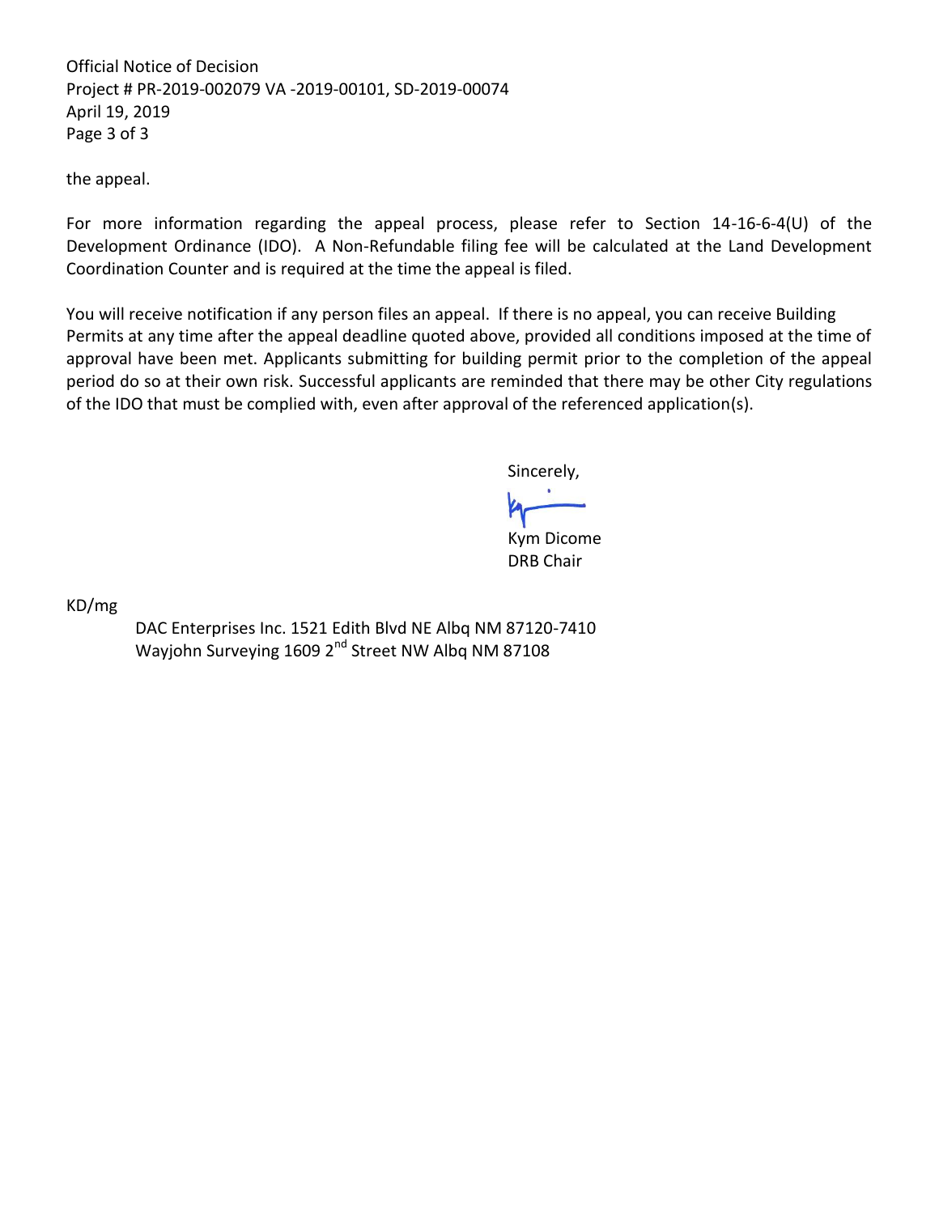the appeal.

For more information regarding the appeal process, please refer to Section 14-16-6-4(U) of the Development Ordinance (IDO). A Non-Refundable filing fee will be calculated at the Land Development Coordination Counter and is required at the time the appeal is filed.

You will receive notification if any person files an appeal. If there is no appeal, you can receive Building Permits at any time after the appeal deadline quoted above, provided all conditions imposed at the time of approval have been met. Applicants submitting for building permit prior to the completion of the appeal period do so at their own risk. Successful applicants are reminded that there may be other City regulations of the IDO that must be complied with, even after approval of the referenced application(s).

Sincerely,

Kym Dicome
DRB Chair

KD/mg

DAC Enterprises Inc. 1521 Edith Blvd NE Albq NM 87120-7410
Wayjohn Surveying 1609 2nd Street NW Albq NM 87108